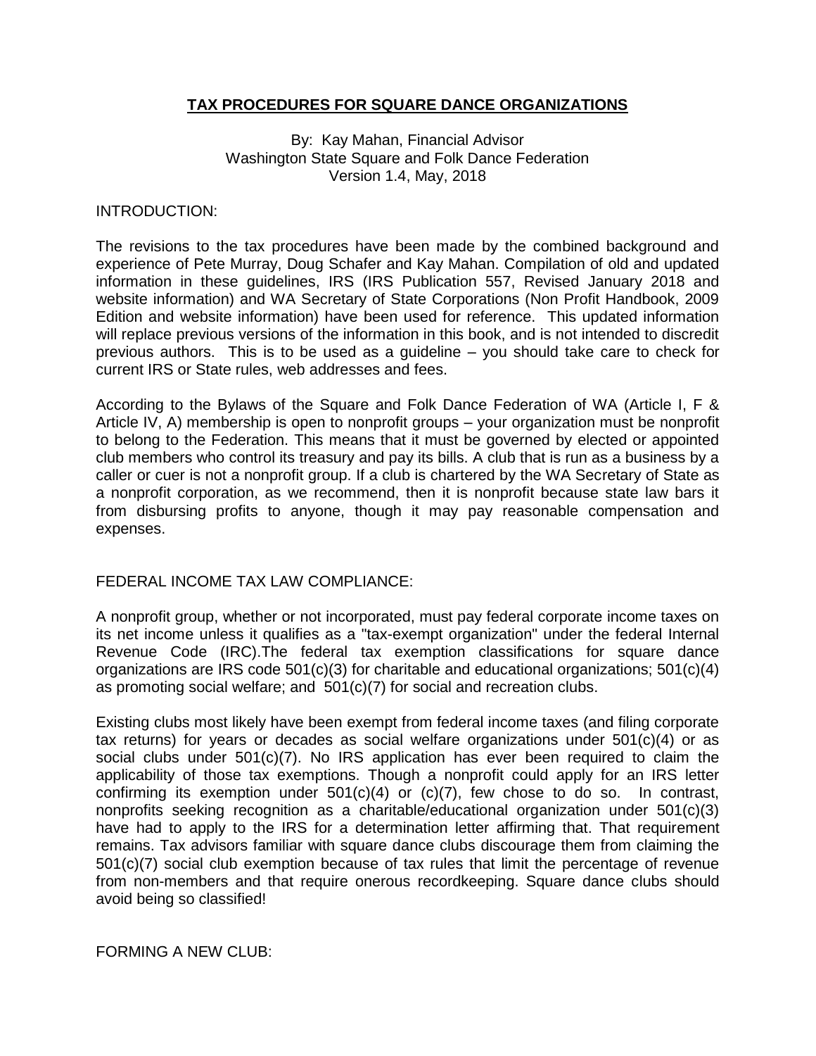# TAX PROCEDURES FOR SQUARE DANCE ORGANIZATIONS

By: Kay Mahan, Financial Advisor
Washington State Square and Folk Dance Federation
Version 1.4, May, 2018

## INTRODUCTION:

The revisions to the tax procedures have been made by the combined background and experience of Pete Murray, Doug Schafer and Kay Mahan. Compilation of old and updated information in these guidelines, IRS (IRS Publication 557, Revised January 2018 and website information) and WA Secretary of State Corporations (Non Profit Handbook, 2009 Edition and website information) have been used for reference. This updated information will replace previous versions of the information in this book, and is not intended to discredit previous authors. This is to be used as a guideline – you should take care to check for current IRS or State rules, web addresses and fees.

According to the Bylaws of the Square and Folk Dance Federation of WA (Article I, F & Article IV, A) membership is open to nonprofit groups – your organization must be nonprofit to belong to the Federation. This means that it must be governed by elected or appointed club members who control its treasury and pay its bills. A club that is run as a business by a caller or cuer is not a nonprofit group. If a club is chartered by the WA Secretary of State as a nonprofit corporation, as we recommend, then it is nonprofit because state law bars it from disbursing profits to anyone, though it may pay reasonable compensation and expenses.

## FEDERAL INCOME TAX LAW COMPLIANCE:

A nonprofit group, whether or not incorporated, must pay federal corporate income taxes on its net income unless it qualifies as a "tax-exempt organization" under the federal Internal Revenue Code (IRC).The federal tax exemption classifications for square dance organizations are IRS code 501(c)(3) for charitable and educational organizations; 501(c)(4) as promoting social welfare; and 501(c)(7) for social and recreation clubs.

Existing clubs most likely have been exempt from federal income taxes (and filing corporate tax returns) for years or decades as social welfare organizations under 501(c)(4) or as social clubs under 501(c)(7). No IRS application has ever been required to claim the applicability of those tax exemptions. Though a nonprofit could apply for an IRS letter confirming its exemption under 501(c)(4) or (c)(7), few chose to do so. In contrast, nonprofits seeking recognition as a charitable/educational organization under 501(c)(3) have had to apply to the IRS for a determination letter affirming that. That requirement remains. Tax advisors familiar with square dance clubs discourage them from claiming the 501(c)(7) social club exemption because of tax rules that limit the percentage of revenue from non-members and that require onerous recordkeeping. Square dance clubs should avoid being so classified!

## FORMING A NEW CLUB: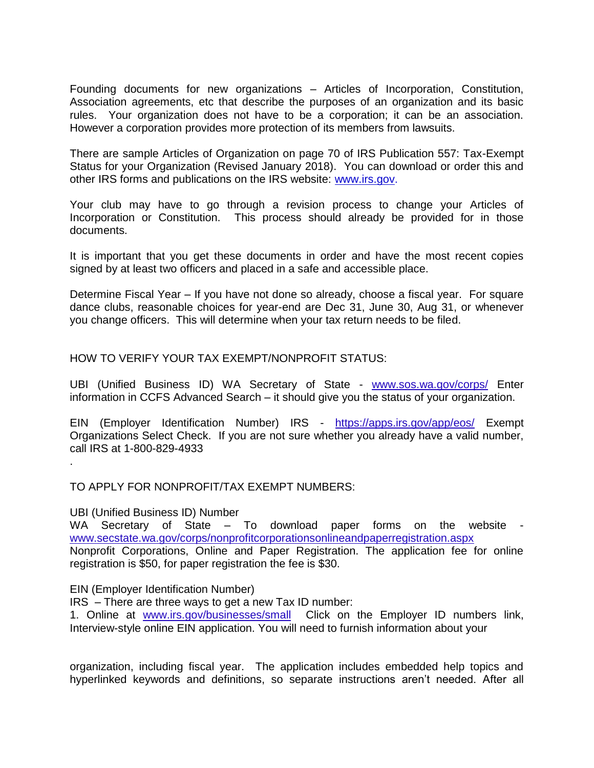Founding documents for new organizations – Articles of Incorporation, Constitution, Association agreements, etc that describe the purposes of an organization and its basic rules. Your organization does not have to be a corporation; it can be an association. However a corporation provides more protection of its members from lawsuits.

There are sample Articles of Organization on page 70 of IRS Publication 557: Tax-Exempt Status for your Organization (Revised January 2018). You can download or order this and other IRS forms and publications on the IRS website: [www.irs.gov](http://www.irs.gov).

Your club may have to go through a revision process to change your Articles of Incorporation or Constitution. This process should already be provided for in those documents.

It is important that you get these documents in order and have the most recent copies signed by at least two officers and placed in a safe and accessible place.

Determine Fiscal Year – If you have not done so already, choose a fiscal year. For square dance clubs, reasonable choices for year-end are Dec 31, June 30, Aug 31, or whenever you change officers. This will determine when your tax return needs to be filed.

HOW TO VERIFY YOUR TAX EXEMPT/NONPROFIT STATUS:

UBI (Unified Business ID) WA Secretary of State - [www.sos.wa.gov/corps/](http://www.sos.wa.gov/corps/) Enter information in CCFS Advanced Search – it should give you the status of your organization.

EIN (Employer Identification Number) IRS - [https://apps.irs.gov/app/eos/](https://apps.irs.gov/app/eos/) Exempt Organizations Select Check. If you are not sure whether you already have a valid number, call IRS at 1-800-829-4933

.

TO APPLY FOR NONPROFIT/TAX EXEMPT NUMBERS:

UBI (Unified Business ID) Number
WA Secretary of State – To download paper forms on the website - [www.secstate.wa.gov/corps/nonprofitcorporationsonlineandpaperregistration.aspx](http://www.secstate.wa.gov/corps/nonprofitcorporationsonlineandpaperregistration.aspx)
Nonprofit Corporations, Online and Paper Registration. The application fee for online registration is $50, for paper registration the fee is $30.

EIN (Employer Identification Number)
IRS – There are three ways to get a new Tax ID number:
1. Online at [www.irs.gov/businesses/small](http://www.irs.gov/businesses/small) Click on the Employer ID numbers link, Interview-style online EIN application. You will need to furnish information about your organization, including fiscal year. The application includes embedded help topics and hyperlinked keywords and definitions, so separate instructions aren't needed. After all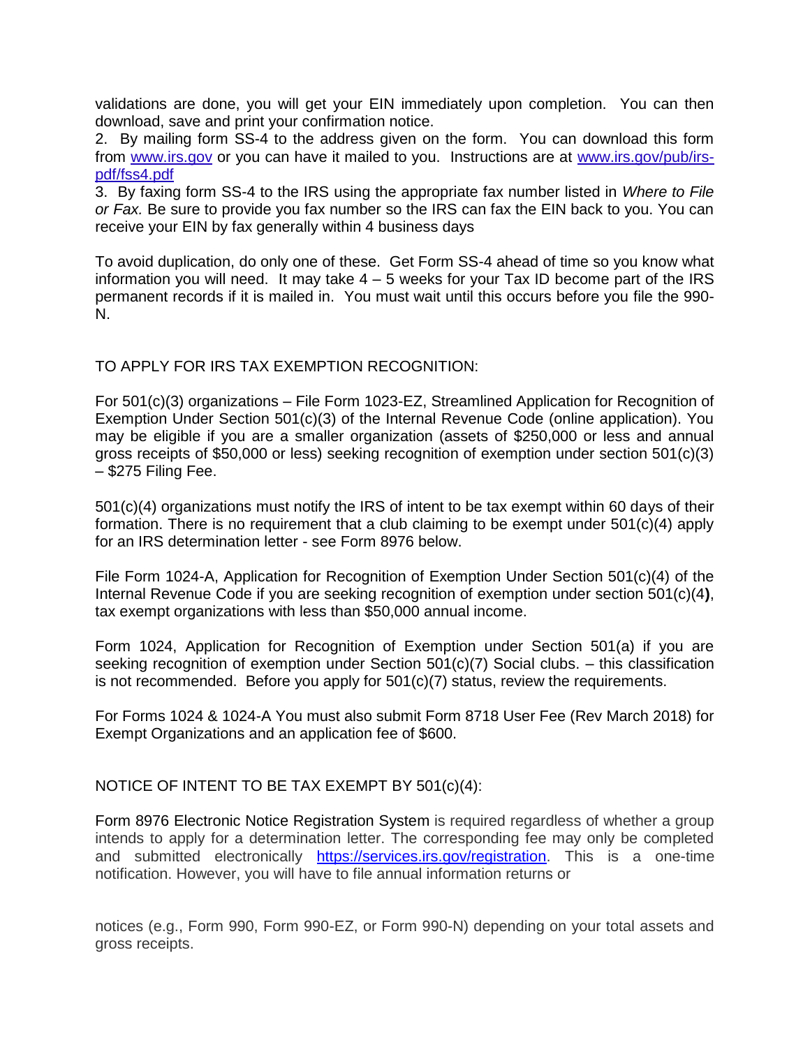validations are done, you will get your EIN immediately upon completion. You can then download, save and print your confirmation notice.

2. By mailing form SS-4 to the address given on the form. You can download this form from [www.irs.gov](www.irs.gov) or you can have it mailed to you. Instructions are at [www.irs.gov/pub/irs-pdf/fss4.pdf](www.irs.gov/pub/irs-pdf/fss4.pdf)

3. By faxing form SS-4 to the IRS using the appropriate fax number listed in *Where to File or Fax.* Be sure to provide you fax number so the IRS can fax the EIN back to you. You can receive your EIN by fax generally within 4 business days

To avoid duplication, do only one of these. Get Form SS-4 ahead of time so you know what information you will need. It may take 4 – 5 weeks for your Tax ID become part of the IRS permanent records if it is mailed in. You must wait until this occurs before you file the 990-N.

TO APPLY FOR IRS TAX EXEMPTION RECOGNITION:

For 501(c)(3) organizations – File Form 1023-EZ, Streamlined Application for Recognition of Exemption Under Section 501(c)(3) of the Internal Revenue Code (online application). You may be eligible if you are a smaller organization (assets of $250,000 or less and annual gross receipts of $50,000 or less) seeking recognition of exemption under section 501(c)(3) – $275 Filing Fee.

501(c)(4) organizations must notify the IRS of intent to be tax exempt within 60 days of their formation. There is no requirement that a club claiming to be exempt under 501(c)(4) apply for an IRS determination letter - see Form 8976 below.

File Form 1024-A, Application for Recognition of Exemption Under Section 501(c)(4) of the Internal Revenue Code if you are seeking recognition of exemption under section 501(c)(4**)**, tax exempt organizations with less than $50,000 annual income.

Form 1024, Application for Recognition of Exemption under Section 501(a) if you are seeking recognition of exemption under Section 501(c)(7) Social clubs. – this classification is not recommended. Before you apply for 501(c)(7) status, review the requirements.

For Forms 1024 & 1024-A You must also submit Form 8718 User Fee (Rev March 2018) for Exempt Organizations and an application fee of $600.

NOTICE OF INTENT TO BE TAX EXEMPT BY 501(c)(4):

Form 8976 Electronic Notice Registration System is required regardless of whether a group intends to apply for a determination letter. The corresponding fee may only be completed and submitted electronically [https://services.irs.gov/registration](https://services.irs.gov/registration). This is a one-time notification. However, you will have to file annual information returns or notices (e.g., Form 990, Form 990-EZ, or Form 990-N) depending on your total assets and gross receipts.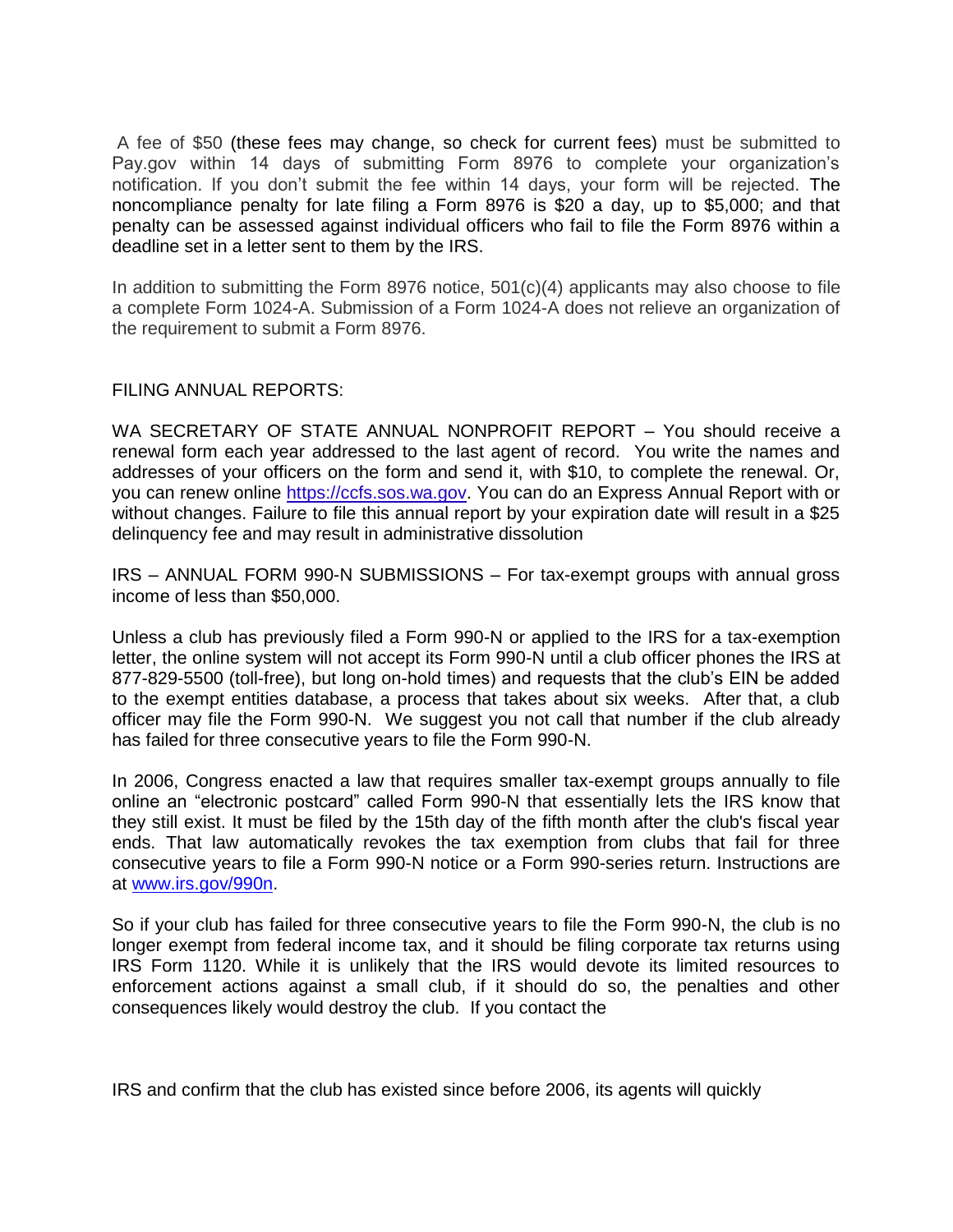A fee of $50 (these fees may change, so check for current fees) must be submitted to Pay.gov within 14 days of submitting Form 8976 to complete your organization's notification. If you don't submit the fee within 14 days, your form will be rejected. The noncompliance penalty for late filing a Form 8976 is $20 a day, up to $5,000; and that penalty can be assessed against individual officers who fail to file the Form 8976 within a deadline set in a letter sent to them by the IRS.

In addition to submitting the Form 8976 notice, 501(c)(4) applicants may also choose to file a complete Form 1024-A. Submission of a Form 1024-A does not relieve an organization of the requirement to submit a Form 8976.

FILING ANNUAL REPORTS:

WA SECRETARY OF STATE ANNUAL NONPROFIT REPORT – You should receive a renewal form each year addressed to the last agent of record. You write the names and addresses of your officers on the form and send it, with $10, to complete the renewal. Or, you can renew online [https://ccfs.sos.wa.gov](https://ccfs.sos.wa.gov). You can do an Express Annual Report with or without changes. Failure to file this annual report by your expiration date will result in a $25 delinquency fee and may result in administrative dissolution

IRS – ANNUAL FORM 990-N SUBMISSIONS – For tax-exempt groups with annual gross income of less than $50,000.

Unless a club has previously filed a Form 990-N or applied to the IRS for a tax-exemption letter, the online system will not accept its Form 990-N until a club officer phones the IRS at 877-829-5500 (toll-free), but long on-hold times) and requests that the club's EIN be added to the exempt entities database, a process that takes about six weeks. After that, a club officer may file the Form 990-N. We suggest you not call that number if the club already has failed for three consecutive years to file the Form 990-N.

In 2006, Congress enacted a law that requires smaller tax-exempt groups annually to file online an "electronic postcard" called Form 990-N that essentially lets the IRS know that they still exist. It must be filed by the 15th day of the fifth month after the club's fiscal year ends. That law automatically revokes the tax exemption from clubs that fail for three consecutive years to file a Form 990-N notice or a Form 990-series return. Instructions are at [www.irs.gov/990n](www.irs.gov/990n).

So if your club has failed for three consecutive years to file the Form 990-N, the club is no longer exempt from federal income tax, and it should be filing corporate tax returns using IRS Form 1120. While it is unlikely that the IRS would devote its limited resources to enforcement actions against a small club, if it should do so, the penalties and other consequences likely would destroy the club. If you contact the

IRS and confirm that the club has existed since before 2006, its agents will quickly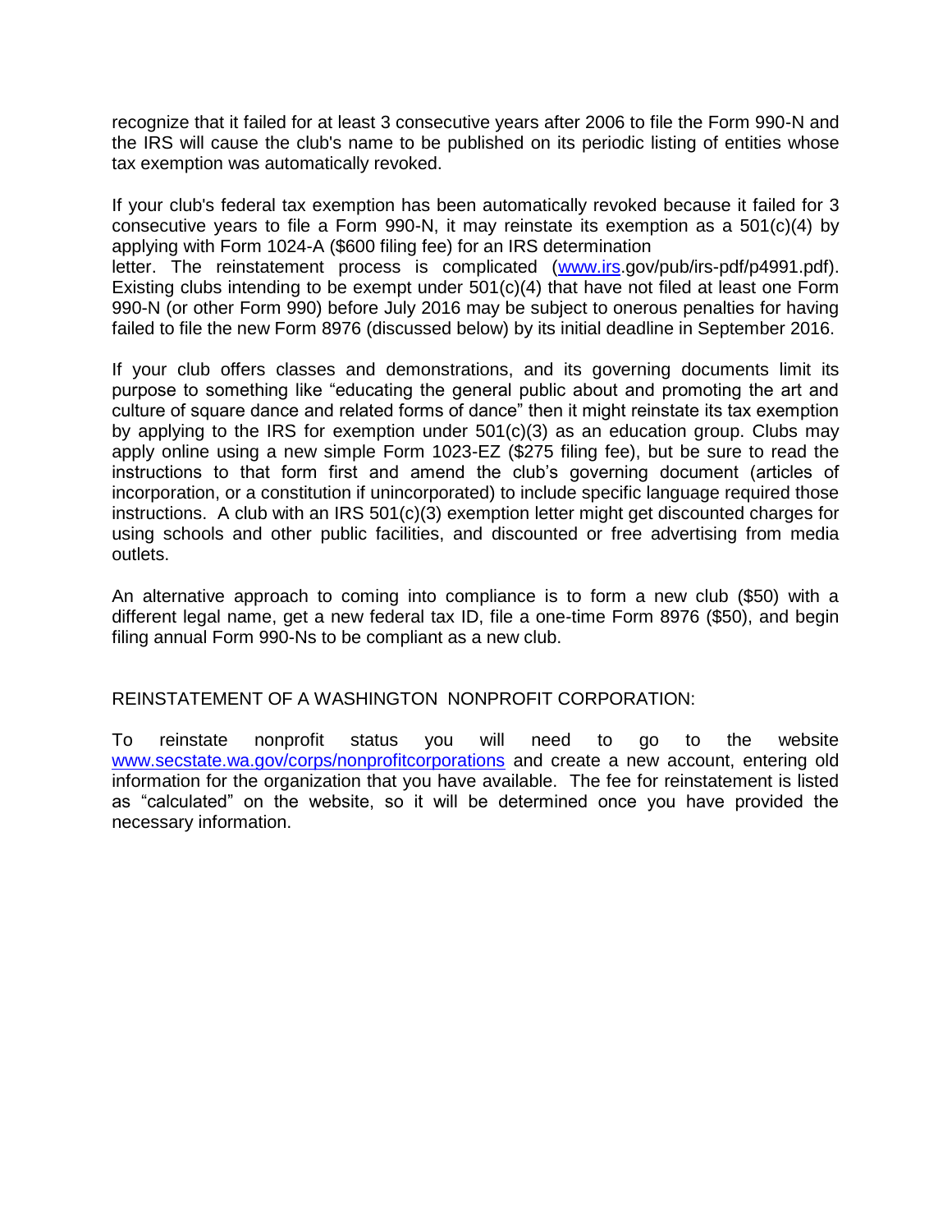recognize that it failed for at least 3 consecutive years after 2006 to file the Form 990-N and the IRS will cause the club's name to be published on its periodic listing of entities whose tax exemption was automatically revoked.

If your club's federal tax exemption has been automatically revoked because it failed for 3 consecutive years to file a Form 990-N, it may reinstate its exemption as a 501(c)(4) by applying with Form 1024-A ($600 filing fee) for an IRS determination letter. The reinstatement process is complicated (www.irs.gov/pub/irs-pdf/p4991.pdf). Existing clubs intending to be exempt under 501(c)(4) that have not filed at least one Form 990-N (or other Form 990) before July 2016 may be subject to onerous penalties for having failed to file the new Form 8976 (discussed below) by its initial deadline in September 2016.

If your club offers classes and demonstrations, and its governing documents limit its purpose to something like "educating the general public about and promoting the art and culture of square dance and related forms of dance" then it might reinstate its tax exemption by applying to the IRS for exemption under 501(c)(3) as an education group. Clubs may apply online using a new simple Form 1023-EZ ($275 filing fee), but be sure to read the instructions to that form first and amend the club's governing document (articles of incorporation, or a constitution if unincorporated) to include specific language required those instructions. A club with an IRS 501(c)(3) exemption letter might get discounted charges for using schools and other public facilities, and discounted or free advertising from media outlets.

An alternative approach to coming into compliance is to form a new club ($50) with a different legal name, get a new federal tax ID, file a one-time Form 8976 ($50), and begin filing annual Form 990-Ns to be compliant as a new club.

REINSTATEMENT OF A WASHINGTON NONPROFIT CORPORATION:

To reinstate nonprofit status you will need to go to the website www.secstate.wa.gov/corps/nonprofitcorporations and create a new account, entering old information for the organization that you have available. The fee for reinstatement is listed as "calculated" on the website, so it will be determined once you have provided the necessary information.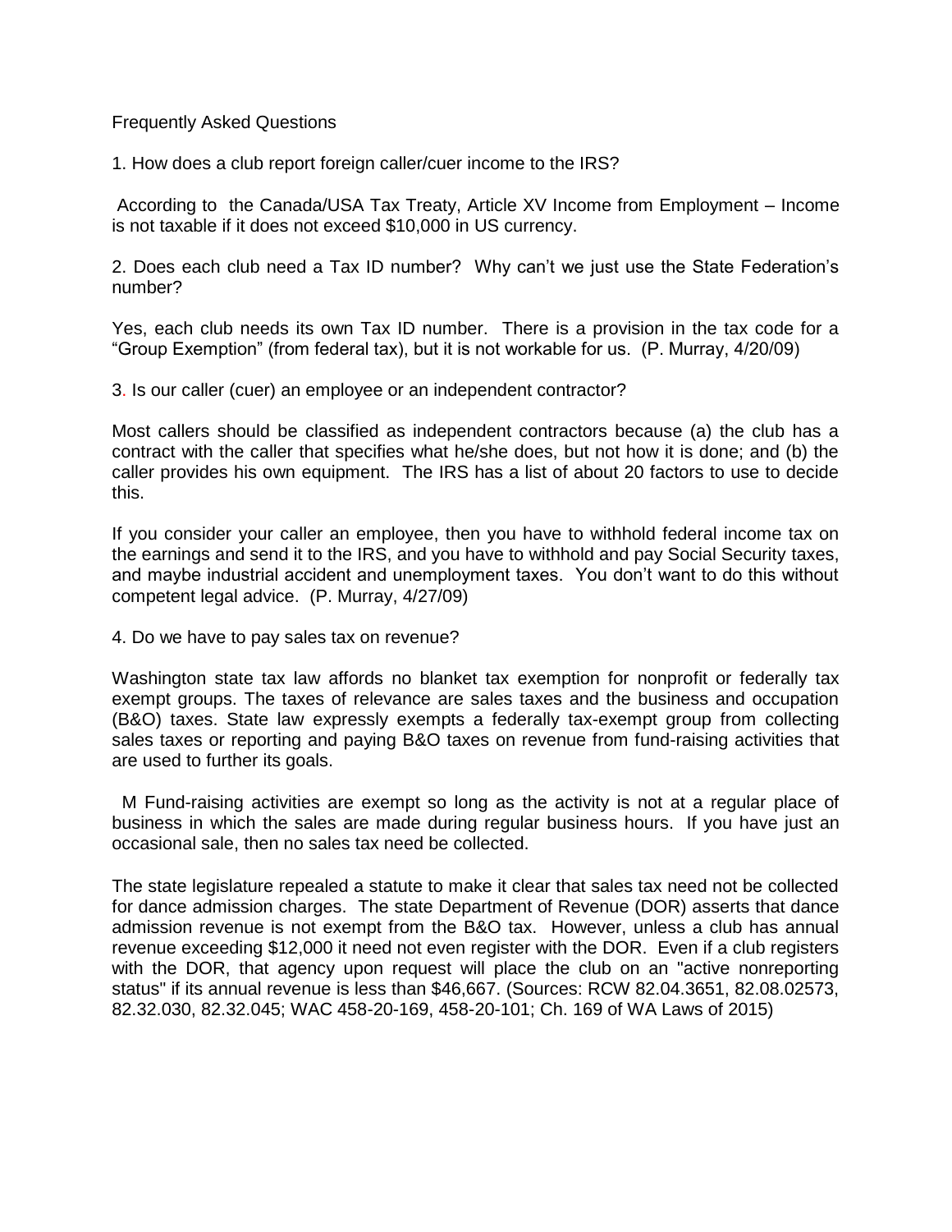Frequently Asked Questions

1. How does a club report foreign caller/cuer income to the IRS?

According to the Canada/USA Tax Treaty, Article XV Income from Employment – Income is not taxable if it does not exceed $10,000 in US currency.

2. Does each club need a Tax ID number? Why can't we just use the State Federation's number?

Yes, each club needs its own Tax ID number. There is a provision in the tax code for a "Group Exemption" (from federal tax), but it is not workable for us. (P. Murray, 4/20/09)

3. Is our caller (cuer) an employee or an independent contractor?

Most callers should be classified as independent contractors because (a) the club has a contract with the caller that specifies what he/she does, but not how it is done; and (b) the caller provides his own equipment. The IRS has a list of about 20 factors to use to decide this.

If you consider your caller an employee, then you have to withhold federal income tax on the earnings and send it to the IRS, and you have to withhold and pay Social Security taxes, and maybe industrial accident and unemployment taxes. You don't want to do this without competent legal advice. (P. Murray, 4/27/09)

4. Do we have to pay sales tax on revenue?

Washington state tax law affords no blanket tax exemption for nonprofit or federally tax exempt groups. The taxes of relevance are sales taxes and the business and occupation (B&O) taxes. State law expressly exempts a federally tax-exempt group from collecting sales taxes or reporting and paying B&O taxes on revenue from fund-raising activities that are used to further its goals.

M Fund-raising activities are exempt so long as the activity is not at a regular place of business in which the sales are made during regular business hours. If you have just an occasional sale, then no sales tax need be collected.

The state legislature repealed a statute to make it clear that sales tax need not be collected for dance admission charges. The state Department of Revenue (DOR) asserts that dance admission revenue is not exempt from the B&O tax. However, unless a club has annual revenue exceeding $12,000 it need not even register with the DOR. Even if a club registers with the DOR, that agency upon request will place the club on an "active nonreporting status" if its annual revenue is less than $46,667. (Sources: RCW 82.04.3651, 82.08.02573, 82.32.030, 82.32.045; WAC 458-20-169, 458-20-101; Ch. 169 of WA Laws of 2015)